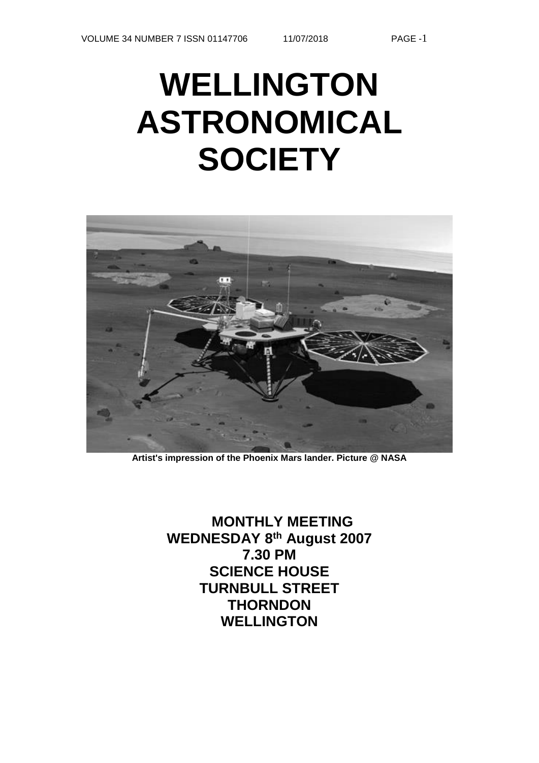# WELLINGTON ASTRONOMICAL SOCIETY

**Artist's impression of the Phoenix Mars lander. Picture @ NASA**

**MONTHLY MEETING**
**WEDNESDAY 8th August 2007**
**7.30 PM**
**SCIENCE HOUSE**
**TURNBULL STREET**
**THORNDON**
**WELLINGTON**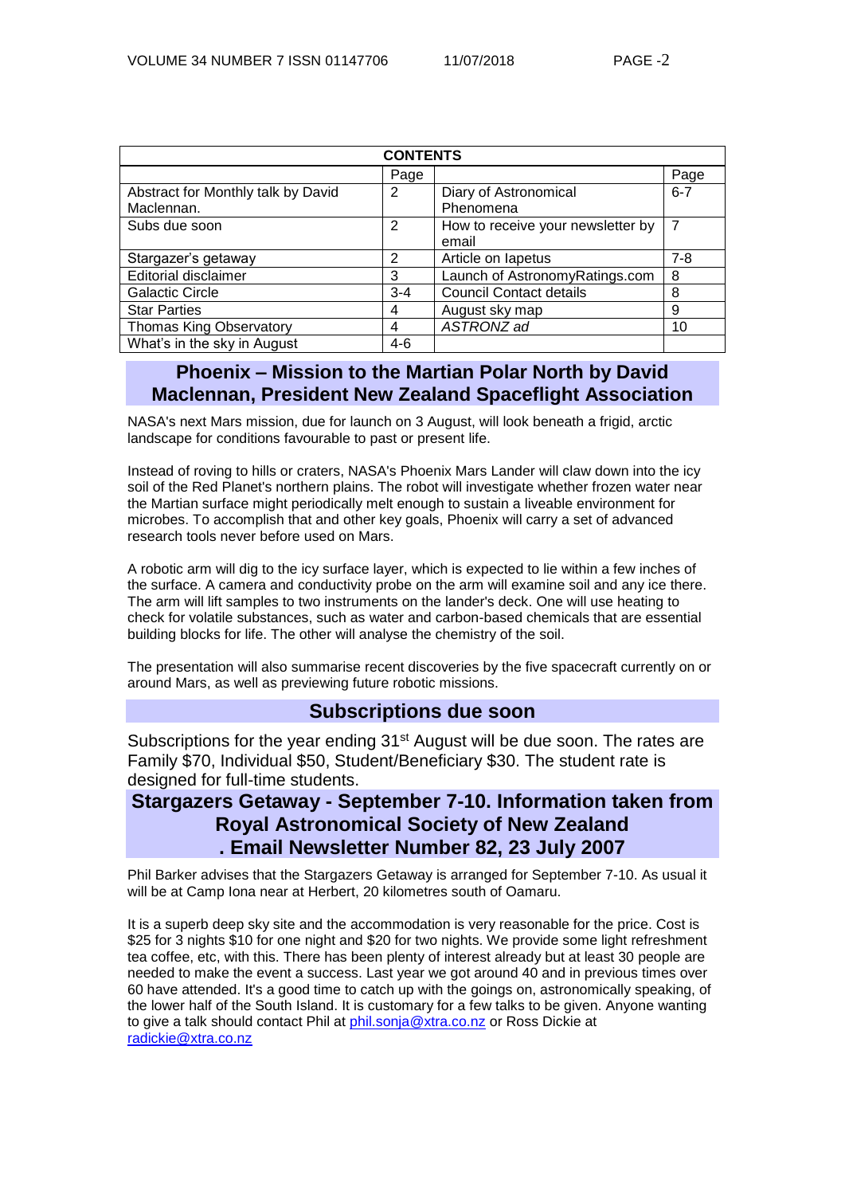| CONTENTS | | | |
|---|---|---|---|
| | Page | | Page |
| Abstract for Monthly talk by David Maclennan. | 2 | Diary of Astronomical Phenomena | 6-7 |
| Subs due soon | 2 | How to receive your newsletter by email | 7 |
| Stargazer's getaway | 2 | Article on Iapetus | 7-8 |
| Editorial disclaimer | 3 | Launch of AstronomyRatings.com | 8 |
| Galactic Circle | 3-4 | Council Contact details | 8 |
| Star Parties | 4 | August sky map | 9 |
| Thomas King Observatory | 4 | *ASTRONZ ad* | 10 |
| What's in the sky in August | 4-6 | | |

## Phoenix – Mission to the Martian Polar North by David Maclennan, President New Zealand Spaceflight Association

NASA's next Mars mission, due for launch on 3 August, will look beneath a frigid, arctic landscape for conditions favourable to past or present life.

Instead of roving to hills or craters, NASA's Phoenix Mars Lander will claw down into the icy soil of the Red Planet's northern plains. The robot will investigate whether frozen water near the Martian surface might periodically melt enough to sustain a liveable environment for microbes. To accomplish that and other key goals, Phoenix will carry a set of advanced research tools never before used on Mars.

A robotic arm will dig to the icy surface layer, which is expected to lie within a few inches of the surface. A camera and conductivity probe on the arm will examine soil and any ice there. The arm will lift samples to two instruments on the lander's deck. One will use heating to check for volatile substances, such as water and carbon-based chemicals that are essential building blocks for life. The other will analyse the chemistry of the soil.

The presentation will also summarise recent discoveries by the five spacecraft currently on or around Mars, as well as previewing future robotic missions.

## Subscriptions due soon

Subscriptions for the year ending 31st August will be due soon. The rates are Family $70, Individual $50, Student/Beneficiary $30. The student rate is designed for full-time students.

## Stargazers Getaway - September 7-10. Information taken from Royal Astronomical Society of New Zealand . Email Newsletter Number 82, 23 July 2007

Phil Barker advises that the Stargazers Getaway is arranged for September 7-10. As usual it will be at Camp Iona near at Herbert, 20 kilometres south of Oamaru.

It is a superb deep sky site and the accommodation is very reasonable for the price. Cost is $25 for 3 nights $10 for one night and $20 for two nights. We provide some light refreshment tea coffee, etc, with this. There has been plenty of interest already but at least 30 people are needed to make the event a success. Last year we got around 40 and in previous times over 60 have attended. It's a good time to catch up with the goings on, astronomically speaking, of the lower half of the South Island. It is customary for a few talks to be given. Anyone wanting to give a talk should contact Phil at phil.sonja@xtra.co.nz or Ross Dickie at radickie@xtra.co.nz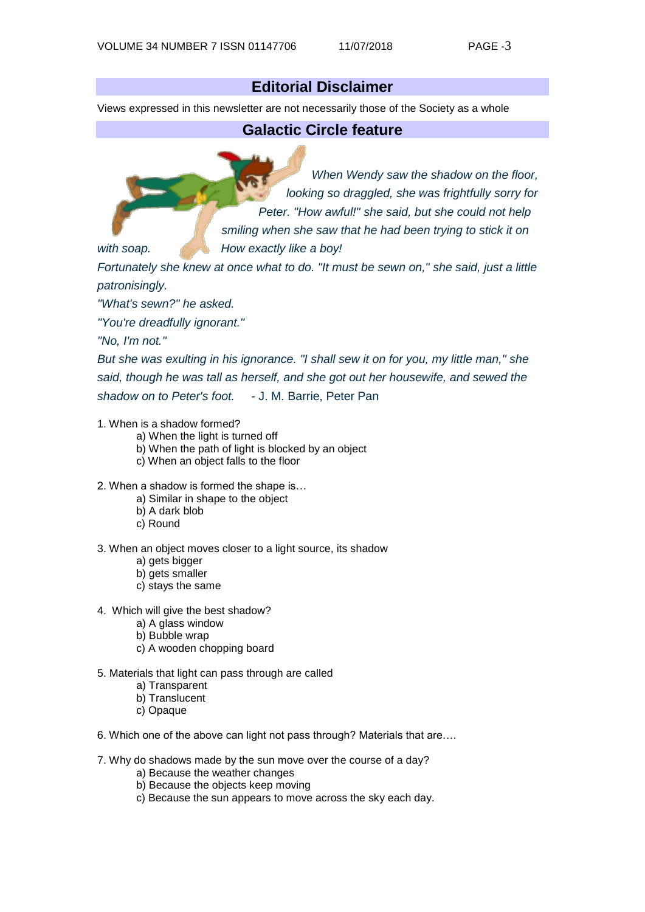## Editorial Disclaimer

Views expressed in this newsletter are not necessarily those of the Society as a whole

## Galactic Circle feature

*When Wendy saw the shadow on the floor, looking so draggled, she was frightfully sorry for Peter. "How awful!" she said, but she could not help smiling when she saw that he had been trying to stick it on with soap. How exactly like a boy!*

*Fortunately she knew at once what to do. "It must be sewn on," she said, just a little patronisingly.*

*"What's sewn?" he asked.*

*"You're dreadfully ignorant."*

*"No, I'm not."*

*But she was exulting in his ignorance. "I shall sew it on for you, my little man," she said, though he was tall as herself, and she got out her housewife, and sewed the shadow on to Peter's foot.* - J. M. Barrie, Peter Pan

1. When is a shadow formed?
   - a) When the light is turned off
   - b) When the path of light is blocked by an object
   - c) When an object falls to the floor

2. When a shadow is formed the shape is…
   - a) Similar in shape to the object
   - b) A dark blob
   - c) Round

3. When an object moves closer to a light source, its shadow
   - a) gets bigger
   - b) gets smaller
   - c) stays the same

4. Which will give the best shadow?
   - a) A glass window
   - b) Bubble wrap
   - c) A wooden chopping board

5. Materials that light can pass through are called
   - a) Transparent
   - b) Translucent
   - c) Opaque

6. Which one of the above can light not pass through? Materials that are….

7. Why do shadows made by the sun move over the course of a day?
   - a) Because the weather changes
   - b) Because the objects keep moving
   - c) Because the sun appears to move across the sky each day.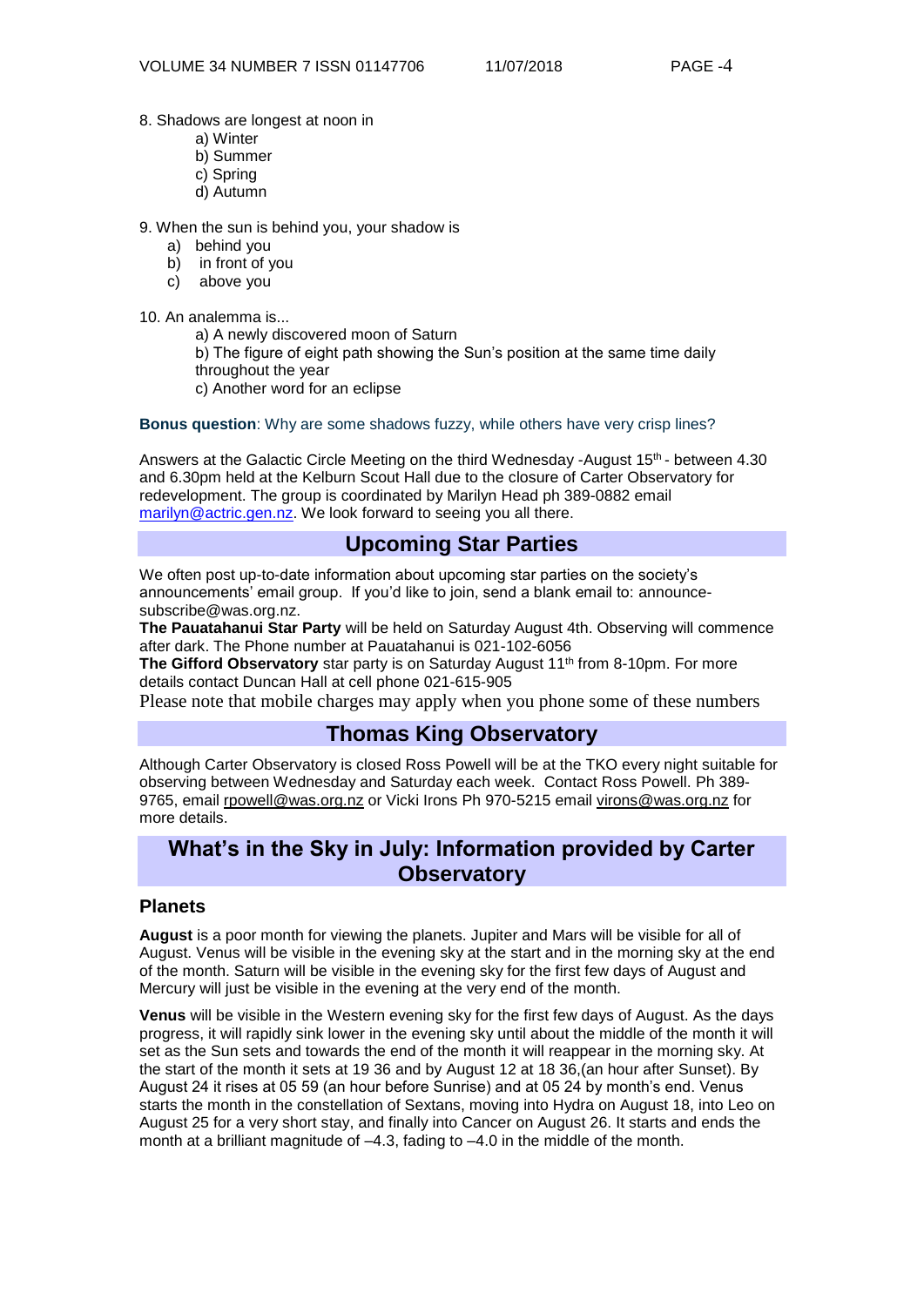8. Shadows are longest at noon in

   a) Winter
   b) Summer
   c) Spring
   d) Autumn

9. When the sun is behind you, your shadow is

   a) behind you
   b) in front of you
   c) above you

10. An analemma is...

    a) A newly discovered moon of Saturn
    b) The figure of eight path showing the Sun's position at the same time daily throughout the year
    c) Another word for an eclipse

**Bonus question**: Why are some shadows fuzzy, while others have very crisp lines?

Answers at the Galactic Circle Meeting on the third Wednesday -August 15th - between 4.30 and 6.30pm held at the Kelburn Scout Hall due to the closure of Carter Observatory for redevelopment. The group is coordinated by Marilyn Head ph 389-0882 email marilyn@actric.gen.nz. We look forward to seeing you all there.

## Upcoming Star Parties

We often post up-to-date information about upcoming star parties on the society's announcements' email group. If you'd like to join, send a blank email to: announce-subscribe@was.org.nz.

**The Pauatahanui Star Party** will be held on Saturday August 4th. Observing will commence after dark. The Phone number at Pauatahanui is 021-102-6056

**The Gifford Observatory** star party is on Saturday August 11th from 8-10pm. For more details contact Duncan Hall at cell phone 021-615-905

Please note that mobile charges may apply when you phone some of these numbers

## Thomas King Observatory

Although Carter Observatory is closed Ross Powell will be at the TKO every night suitable for observing between Wednesday and Saturday each week. Contact Ross Powell. Ph 389-9765, email rpowell@was.org.nz or Vicki Irons Ph 970-5215 email virons@was.org.nz for more details.

## What's in the Sky in July: Information provided by Carter Observatory

### Planets

**August** is a poor month for viewing the planets. Jupiter and Mars will be visible for all of August. Venus will be visible in the evening sky at the start and in the morning sky at the end of the month. Saturn will be visible in the evening sky for the first few days of August and Mercury will just be visible in the evening at the very end of the month.

**Venus** will be visible in the Western evening sky for the first few days of August. As the days progress, it will rapidly sink lower in the evening sky until about the middle of the month it will set as the Sun sets and towards the end of the month it will reappear in the morning sky. At the start of the month it sets at 19 36 and by August 12 at 18 36,(an hour after Sunset). By August 24 it rises at 05 59 (an hour before Sunrise) and at 05 24 by month's end. Venus starts the month in the constellation of Sextans, moving into Hydra on August 18, into Leo on August 25 for a very short stay, and finally into Cancer on August 26. It starts and ends the month at a brilliant magnitude of –4.3, fading to –4.0 in the middle of the month.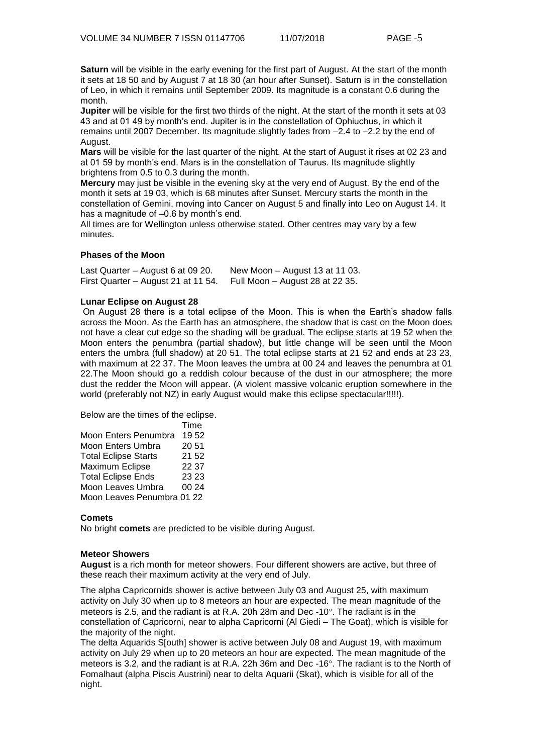**Saturn** will be visible in the early evening for the first part of August. At the start of the month it sets at 18 50 and by August 7 at 18 30 (an hour after Sunset). Saturn is in the constellation of Leo, in which it remains until September 2009. Its magnitude is a constant 0.6 during the month.

**Jupiter** will be visible for the first two thirds of the night. At the start of the month it sets at 03 43 and at 01 49 by month's end. Jupiter is in the constellation of Ophiuchus, in which it remains until 2007 December. Its magnitude slightly fades from –2.4 to –2.2 by the end of August.

**Mars** will be visible for the last quarter of the night. At the start of August it rises at 02 23 and at 01 59 by month's end. Mars is in the constellation of Taurus. Its magnitude slightly brightens from 0.5 to 0.3 during the month.

**Mercury** may just be visible in the evening sky at the very end of August. By the end of the month it sets at 19 03, which is 68 minutes after Sunset. Mercury starts the month in the constellation of Gemini, moving into Cancer on August 5 and finally into Leo on August 14. It has a magnitude of –0.6 by month's end.

All times are for Wellington unless otherwise stated. Other centres may vary by a few minutes.

### Phases of the Moon

Last Quarter – August 6 at 09 20. New Moon – August 13 at 11 03.
First Quarter – August 21 at 11 54. Full Moon – August 28 at 22 35.

### Lunar Eclipse on August 28

On August 28 there is a total eclipse of the Moon. This is when the Earth's shadow falls across the Moon. As the Earth has an atmosphere, the shadow that is cast on the Moon does not have a clear cut edge so the shading will be gradual. The eclipse starts at 19 52 when the Moon enters the penumbra (partial shadow), but little change will be seen until the Moon enters the umbra (full shadow) at 20 51. The total eclipse starts at 21 52 and ends at 23 23, with maximum at 22 37. The Moon leaves the umbra at 00 24 and leaves the penumbra at 01 22.The Moon should go a reddish colour because of the dust in our atmosphere; the more dust the redder the Moon will appear. (A violent massive volcanic eruption somewhere in the world (preferably not NZ) in early August would make this eclipse spectacular!!!!!).

Below are the times of the eclipse.

| | Time |
|---|---|
| Moon Enters Penumbra | 19 52 |
| Moon Enters Umbra | 20 51 |
| Total Eclipse Starts | 21 52 |
| Maximum Eclipse | 22 37 |
| Total Eclipse Ends | 23 23 |
| Moon Leaves Umbra | 00 24 |
| Moon Leaves Penumbra | 01 22 |

### Comets

No bright **comets** are predicted to be visible during August.

### Meteor Showers

**August** is a rich month for meteor showers. Four different showers are active, but three of these reach their maximum activity at the very end of July.

The alpha Capricornids shower is active between July 03 and August 25, with maximum activity on July 30 when up to 8 meteors an hour are expected. The mean magnitude of the meteors is 2.5, and the radiant is at R.A. 20h 28m and Dec -10°. The radiant is in the constellation of Capricorni, near to alpha Capricorni (Al Giedi – The Goat), which is visible for the majority of the night.

The delta Aquarids S[outh] shower is active between July 08 and August 19, with maximum activity on July 29 when up to 20 meteors an hour are expected. The mean magnitude of the meteors is 3.2, and the radiant is at R.A. 22h 36m and Dec -16°. The radiant is to the North of Fomalhaut (alpha Piscis Austrini) near to delta Aquarii (Skat), which is visible for all of the night.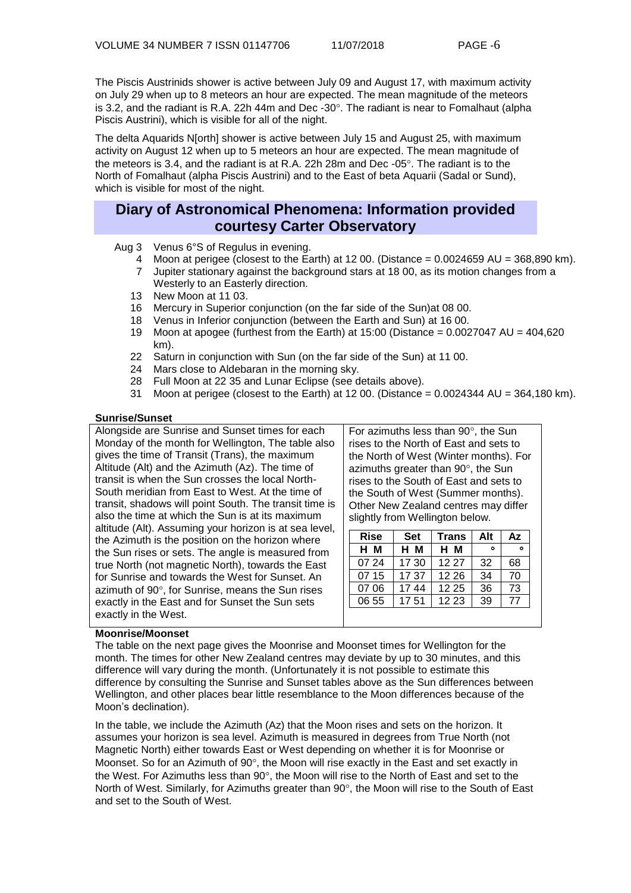The Piscis Austrinids shower is active between July 09 and August 17, with maximum activity on July 29 when up to 8 meteors an hour are expected. The mean magnitude of the meteors is 3.2, and the radiant is R.A. 22h 44m and Dec -30°. The radiant is near to Fomalhaut (alpha Piscis Austrini), which is visible for all of the night.

The delta Aquarids N[orth] shower is active between July 15 and August 25, with maximum activity on August 12 when up to 5 meteors an hour are expected. The mean magnitude of the meteors is 3.4, and the radiant is at R.A. 22h 28m and Dec -05°. The radiant is to the North of Fomalhaut (alpha Piscis Austrini) and to the East of beta Aquarii (Sadal or Sund), which is visible for most of the night.

## Diary of Astronomical Phenomena: Information provided courtesy Carter Observatory

- Aug 3 Venus 6°S of Regulus in evening.
- 4 Moon at perigee (closest to the Earth) at 12 00. (Distance = 0.0024659 AU = 368,890 km).
- 7 Jupiter stationary against the background stars at 18 00, as its motion changes from a Westerly to an Easterly direction.
- 13 New Moon at 11 03.
- 16 Mercury in Superior conjunction (on the far side of the Sun)at 08 00.
- 18 Venus in Inferior conjunction (between the Earth and Sun) at 16 00.
- 19 Moon at apogee (furthest from the Earth) at 15:00 (Distance = 0.0027047 AU = 404,620 km).
- 22 Saturn in conjunction with Sun (on the far side of the Sun) at 11 00.
- 24 Mars close to Aldebaran in the morning sky.
- 28 Full Moon at 22 35 and Lunar Eclipse (see details above).
- 31 Moon at perigee (closest to the Earth) at 12 00. (Distance = 0.0024344 AU = 364,180 km).

**Sunrise/Sunset**

Alongside are Sunrise and Sunset times for each Monday of the month for Wellington, The table also gives the time of Transit (Trans), the maximum Altitude (Alt) and the Azimuth (Az). The time of transit is when the Sun crosses the local North-South meridian from East to West. At the time of transit, shadows will point South. The transit time is also the time at which the Sun is at its maximum altitude (Alt). Assuming your horizon is at sea level, the Azimuth is the position on the horizon where the Sun rises or sets. The angle is measured from true North (not magnetic North), towards the East for Sunrise and towards the West for Sunset. An azimuth of 90°, for Sunrise, means the Sun rises exactly in the East and for Sunset the Sun sets exactly in the West.

For azimuths less than 90°, the Sun rises to the North of East and sets to the North of West (Winter months). For azimuths greater than 90°, the Sun rises to the South of East and sets to the South of West (Summer months). Other New Zealand centres may differ slightly from Wellington below.

| Rise | Set | Trans | Alt | Az |
|---|---|---|---|---|
| H M | H M | H M | ° | ° |
| 07 24 | 17 30 | 12 27 | 32 | 68 |
| 07 15 | 17 37 | 12 26 | 34 | 70 |
| 07 06 | 17 44 | 12 25 | 36 | 73 |
| 06 55 | 17 51 | 12 23 | 39 | 77 |

**Moonrise/Moonset**

The table on the next page gives the Moonrise and Moonset times for Wellington for the month. The times for other New Zealand centres may deviate by up to 30 minutes, and this difference will vary during the month. (Unfortunately it is not possible to estimate this difference by consulting the Sunrise and Sunset tables above as the Sun differences between Wellington, and other places bear little resemblance to the Moon differences because of the Moon's declination).

In the table, we include the Azimuth (Az) that the Moon rises and sets on the horizon. It assumes your horizon is sea level. Azimuth is measured in degrees from True North (not Magnetic North) either towards East or West depending on whether it is for Moonrise or Moonset. So for an Azimuth of 90°, the Moon will rise exactly in the East and set exactly in the West. For Azimuths less than 90°, the Moon will rise to the North of East and set to the North of West. Similarly, for Azimuths greater than 90°, the Moon will rise to the South of East and set to the South of West.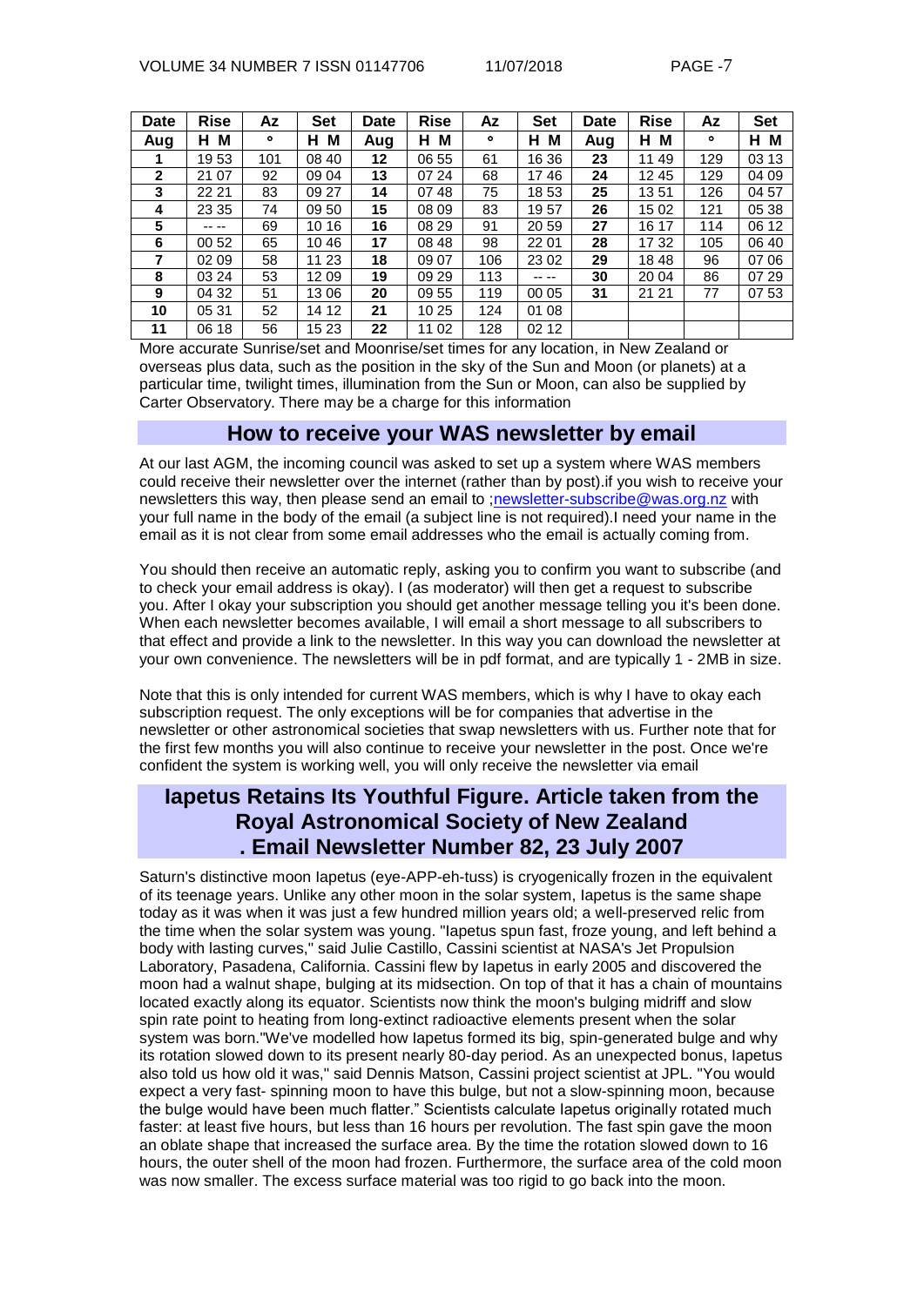| Date | Rise | Az | Set | Date | Rise | Az | Set | Date | Rise | Az | Set |
|---|---|---|---|---|---|---|---|---|---|---|---|
| Aug | H M | ° | H M | Aug | H M | ° | H M | Aug | H M | ° | H M |
| 1 | 19 53 | 101 | 08 40 | 12 | 06 55 | 61 | 16 36 | 23 | 11 49 | 129 | 03 13 |
| 2 | 21 07 | 92 | 09 04 | 13 | 07 24 | 68 | 17 46 | 24 | 12 45 | 129 | 04 09 |
| 3 | 22 21 | 83 | 09 27 | 14 | 07 48 | 75 | 18 53 | 25 | 13 51 | 126 | 04 57 |
| 4 | 23 35 | 74 | 09 50 | 15 | 08 09 | 83 | 19 57 | 26 | 15 02 | 121 | 05 38 |
| 5 | -- -- | 69 | 10 16 | 16 | 08 29 | 91 | 20 59 | 27 | 16 17 | 114 | 06 12 |
| 6 | 00 52 | 65 | 10 46 | 17 | 08 48 | 98 | 22 01 | 28 | 17 32 | 105 | 06 40 |
| 7 | 02 09 | 58 | 11 23 | 18 | 09 07 | 106 | 23 02 | 29 | 18 48 | 96 | 07 06 |
| 8 | 03 24 | 53 | 12 09 | 19 | 09 29 | 113 | -- -- | 30 | 20 04 | 86 | 07 29 |
| 9 | 04 32 | 51 | 13 06 | 20 | 09 55 | 119 | 00 05 | 31 | 21 21 | 77 | 07 53 |
| 10 | 05 31 | 52 | 14 12 | 21 | 10 25 | 124 | 01 08 | | | | |
| 11 | 06 18 | 56 | 15 23 | 22 | 11 02 | 128 | 02 12 | | | | |

More accurate Sunrise/set and Moonrise/set times for any location, in New Zealand or overseas plus data, such as the position in the sky of the Sun and Moon (or planets) at a particular time, twilight times, illumination from the Sun or Moon, can also be supplied by Carter Observatory. There may be a charge for this information

## How to receive your WAS newsletter by email

At our last AGM, the incoming council was asked to set up a system where WAS members could receive their newsletter over the internet (rather than by post).if you wish to receive your newsletters this way, then please send an email to ;newsletter-subscribe@was.org.nz with your full name in the body of the email (a subject line is not required).I need your name in the email as it is not clear from some email addresses who the email is actually coming from.

You should then receive an automatic reply, asking you to confirm you want to subscribe (and to check your email address is okay). I (as moderator) will then get a request to subscribe you. After I okay your subscription you should get another message telling you it's been done. When each newsletter becomes available, I will email a short message to all subscribers to that effect and provide a link to the newsletter. In this way you can download the newsletter at your own convenience. The newsletters will be in pdf format, and are typically 1 - 2MB in size.

Note that this is only intended for current WAS members, which is why I have to okay each subscription request. The only exceptions will be for companies that advertise in the newsletter or other astronomical societies that swap newsletters with us. Further note that for the first few months you will also continue to receive your newsletter in the post. Once we're confident the system is working well, you will only receive the newsletter via email

## Iapetus Retains Its Youthful Figure. Article taken from the Royal Astronomical Society of New Zealand . Email Newsletter Number 82, 23 July 2007

Saturn's distinctive moon Iapetus (eye-APP-eh-tuss) is cryogenically frozen in the equivalent of its teenage years. Unlike any other moon in the solar system, Iapetus is the same shape today as it was when it was just a few hundred million years old; a well-preserved relic from the time when the solar system was young. "Iapetus spun fast, froze young, and left behind a body with lasting curves," said Julie Castillo, Cassini scientist at NASA's Jet Propulsion Laboratory, Pasadena, California. Cassini flew by Iapetus in early 2005 and discovered the moon had a walnut shape, bulging at its midsection. On top of that it has a chain of mountains located exactly along its equator. Scientists now think the moon's bulging midriff and slow spin rate point to heating from long-extinct radioactive elements present when the solar system was born."We've modelled how Iapetus formed its big, spin-generated bulge and why its rotation slowed down to its present nearly 80-day period. As an unexpected bonus, Iapetus also told us how old it was," said Dennis Matson, Cassini project scientist at JPL. "You would expect a very fast- spinning moon to have this bulge, but not a slow-spinning moon, because the bulge would have been much flatter." Scientists calculate Iapetus originally rotated much faster: at least five hours, but less than 16 hours per revolution. The fast spin gave the moon an oblate shape that increased the surface area. By the time the rotation slowed down to 16 hours, the outer shell of the moon had frozen. Furthermore, the surface area of the cold moon was now smaller. The excess surface material was too rigid to go back into the moon.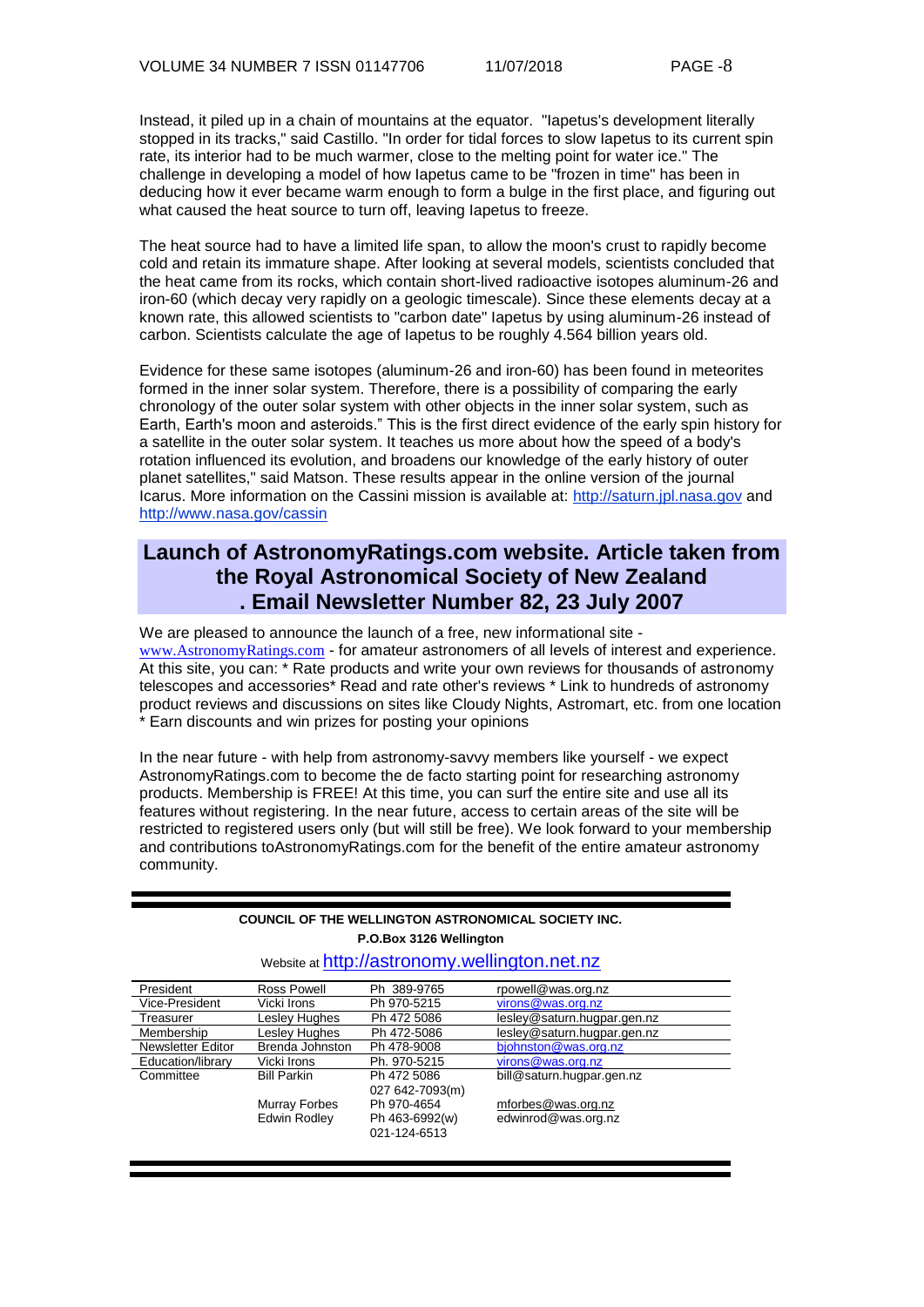Instead, it piled up in a chain of mountains at the equator. "Iapetus's development literally stopped in its tracks," said Castillo. "In order for tidal forces to slow Iapetus to its current spin rate, its interior had to be much warmer, close to the melting point for water ice." The challenge in developing a model of how Iapetus came to be "frozen in time" has been in deducing how it ever became warm enough to form a bulge in the first place, and figuring out what caused the heat source to turn off, leaving Iapetus to freeze.

The heat source had to have a limited life span, to allow the moon's crust to rapidly become cold and retain its immature shape. After looking at several models, scientists concluded that the heat came from its rocks, which contain short-lived radioactive isotopes aluminum-26 and iron-60 (which decay very rapidly on a geologic timescale). Since these elements decay at a known rate, this allowed scientists to "carbon date" Iapetus by using aluminum-26 instead of carbon. Scientists calculate the age of Iapetus to be roughly 4.564 billion years old.

Evidence for these same isotopes (aluminum-26 and iron-60) has been found in meteorites formed in the inner solar system. Therefore, there is a possibility of comparing the early chronology of the outer solar system with other objects in the inner solar system, such as Earth, Earth's moon and asteroids." This is the first direct evidence of the early spin history for a satellite in the outer solar system. It teaches us more about how the speed of a body's rotation influenced its evolution, and broadens our knowledge of the early history of outer planet satellites," said Matson. These results appear in the online version of the journal Icarus. More information on the Cassini mission is available at: http://saturn.jpl.nasa.gov and http://www.nasa.gov/cassin

## Launch of AstronomyRatings.com website. Article taken from the Royal Astronomical Society of New Zealand . Email Newsletter Number 82, 23 July 2007

We are pleased to announce the launch of a free, new informational site - www.AstronomyRatings.com - for amateur astronomers of all levels of interest and experience. At this site, you can: * Rate products and write your own reviews for thousands of astronomy telescopes and accessories* Read and rate other's reviews * Link to hundreds of astronomy product reviews and discussions on sites like Cloudy Nights, Astromart, etc. from one location * Earn discounts and win prizes for posting your opinions

In the near future - with help from astronomy-savvy members like yourself - we expect AstronomyRatings.com to become the de facto starting point for researching astronomy products. Membership is FREE! At this time, you can surf the entire site and use all its features without registering. In the near future, access to certain areas of the site will be restricted to registered users only (but will still be free). We look forward to your membership and contributions toAstronomyRatings.com for the benefit of the entire amateur astronomy community.

---

**COUNCIL OF THE WELLINGTON ASTRONOMICAL SOCIETY INC.**

**P.O.Box 3126 Wellington**

Website at http://astronomy.wellington.net.nz

| | | | |
|---|---|---|---|
| President | Ross Powell | Ph 389-9765 | rpowell@was.org.nz |
| Vice-President | Vicki Irons | Ph 970-5215 | virons@was.org.nz |
| Treasurer | Lesley Hughes | Ph 472 5086 | lesley@saturn.hugpar.gen.nz |
| Membership | Lesley Hughes | Ph 472-5086 | lesley@saturn.hugpar.gen.nz |
| Newsletter Editor | Brenda Johnston | Ph 478-9008 | bjohnston@was.org.nz |
| Education/library | Vicki Irons | Ph. 970-5215 | virons@was.org.nz |
| Committee | Bill Parkin | Ph 472 5086<br>027 642-7093(m) | bill@saturn.hugpar.gen.nz |
| | Murray Forbes | Ph 970-4654 | mforbes@was.org.nz |
| | Edwin Rodley | Ph 463-6992(w)<br>021-124-6513 | edwinrod@was.org.nz |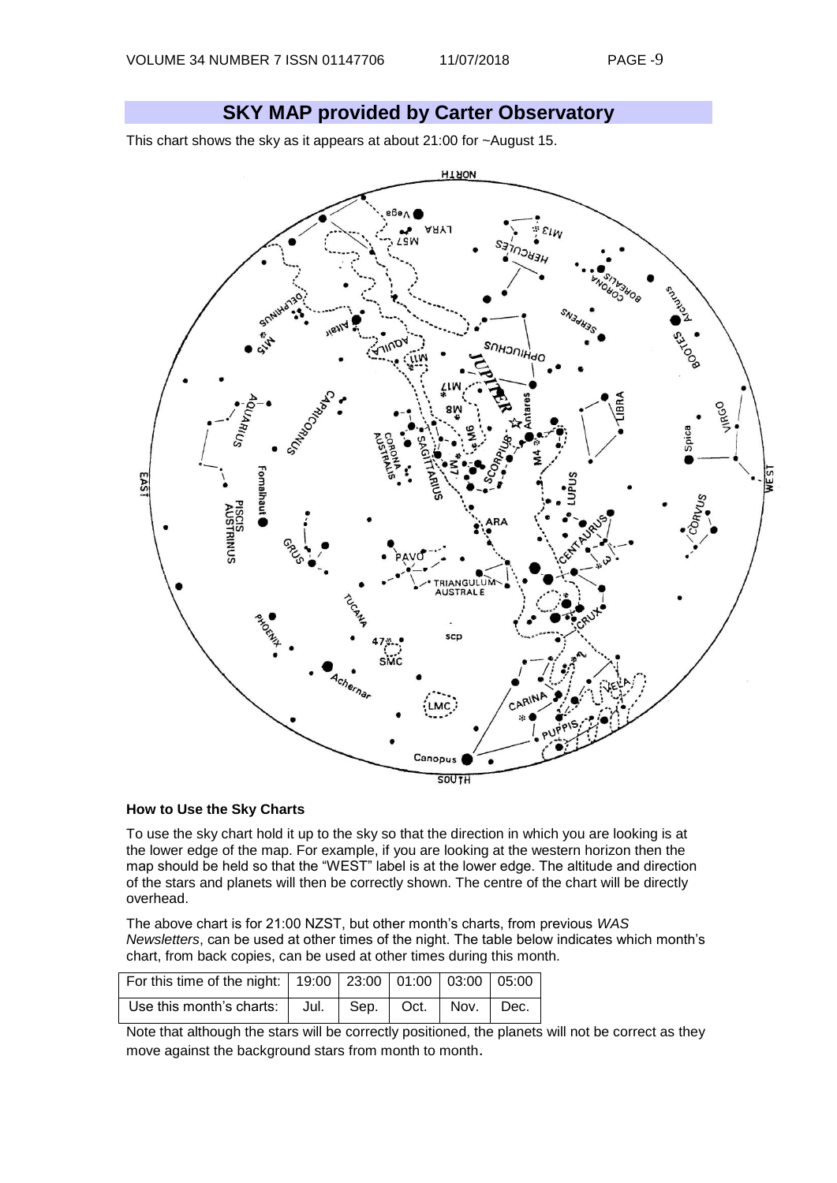## SKY MAP provided by Carter Observatory

This chart shows the sky as it appears at about 21:00 for ~August 15.

### How to Use the Sky Charts

To use the sky chart hold it up to the sky so that the direction in which you are looking is at the lower edge of the map. For example, if you are looking at the western horizon then the map should be held so that the "WEST" label is at the lower edge. The altitude and direction of the stars and planets will then be correctly shown. The centre of the chart will be directly overhead.

The above chart is for 21:00 NZST, but other month's charts, from previous *WAS Newsletters*, can be used at other times of the night. The table below indicates which month's chart, from back copies, can be used at other times during this month.

| For this time of the night: | 19:00 | 23:00 | 01:00 | 03:00 | 05:00 |
|---|---|---|---|---|---|
| Use this month's charts: | Jul. | Sep. | Oct. | Nov. | Dec. |

Note that although the stars will be correctly positioned, the planets will not be correct as they move against the background stars from month to month.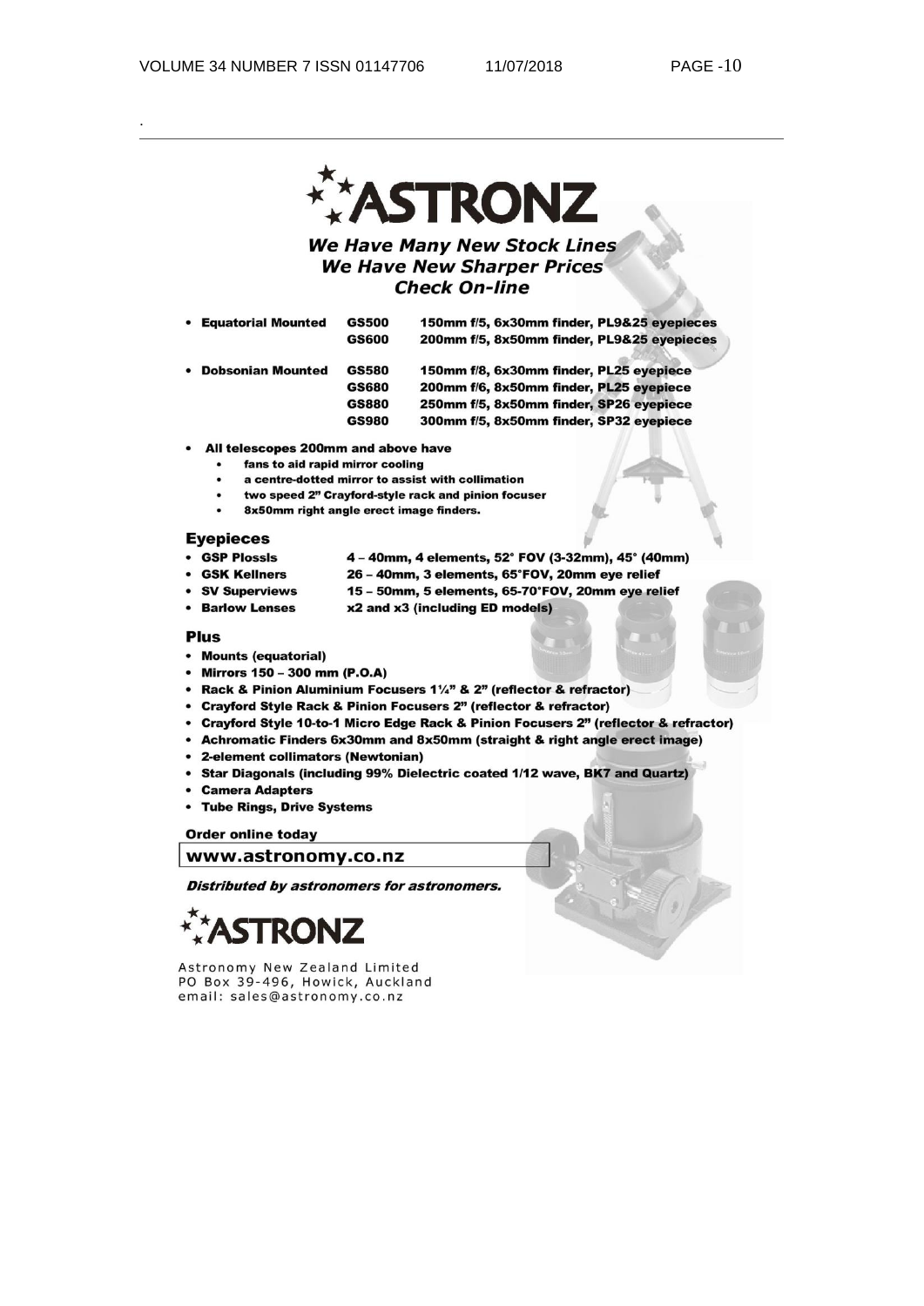# ASTRONZ

***We Have Many New Stock Lines***
***We Have New Sharper Prices***
***Check On-line***

| | | |
|---|---|---|
| • **Equatorial Mounted** | **GS500** | **150mm f/5, 6x30mm finder, PL9&25 eyepieces** |
| | **GS600** | **200mm f/5, 8x50mm finder, PL9&25 eyepieces** |
| • **Dobsonian Mounted** | **GS580** | **150mm f/8, 6x30mm finder, PL25 eyepiece** |
| | **GS680** | **200mm f/6, 8x50mm finder, PL25 eyepiece** |
| | **GS880** | **250mm f/5, 8x50mm finder, SP26 eyepiece** |
| | **GS980** | **300mm f/5, 8x50mm finder, SP32 eyepiece** |

- **All telescopes 200mm and above have**
  - **fans to aid rapid mirror cooling**
  - **a centre-dotted mirror to assist with collimation**
  - **two speed 2" Crayford-style rack and pinion focuser**
  - **8x50mm right angle erect image finders.**

## Eyepieces

| | |
|---|---|
| • **GSP Plossls** | **4 – 40mm, 4 elements, 52° FOV (3-32mm), 45° (40mm)** |
| • **GSK Kellners** | **26 – 40mm, 3 elements, 65°FOV, 20mm eye relief** |
| • **SV Superviews** | **15 – 50mm, 5 elements, 65-70°FOV, 20mm eye relief** |
| • **Barlow Lenses** | **x2 and x3 (including ED models)** |

## Plus

- **Mounts (equatorial)**
- **Mirrors 150 – 300 mm (P.O.A)**
- **Rack & Pinion Aluminium Focusers 1¼" & 2" (reflector & refractor)**
- **Crayford Style Rack & Pinion Focusers 2" (reflector & refractor)**
- **Crayford Style 10-to-1 Micro Edge Rack & Pinion Focusers 2" (reflector & refractor)**
- **Achromatic Finders 6x30mm and 8x50mm (straight & right angle erect image)**
- **2-element collimators (Newtonian)**
- **Star Diagonals (including 99% Dielectric coated 1/12 wave, BK7 and Quartz)**
- **Camera Adapters**
- **Tube Rings, Drive Systems**

**Order online today**

**www.astronomy.co.nz**

***Distributed by astronomers for astronomers.***

**ASTRONZ**

Astronomy New Zealand Limited
PO Box 39-496, Howick, Auckland
email: sales@astronomy.co.nz